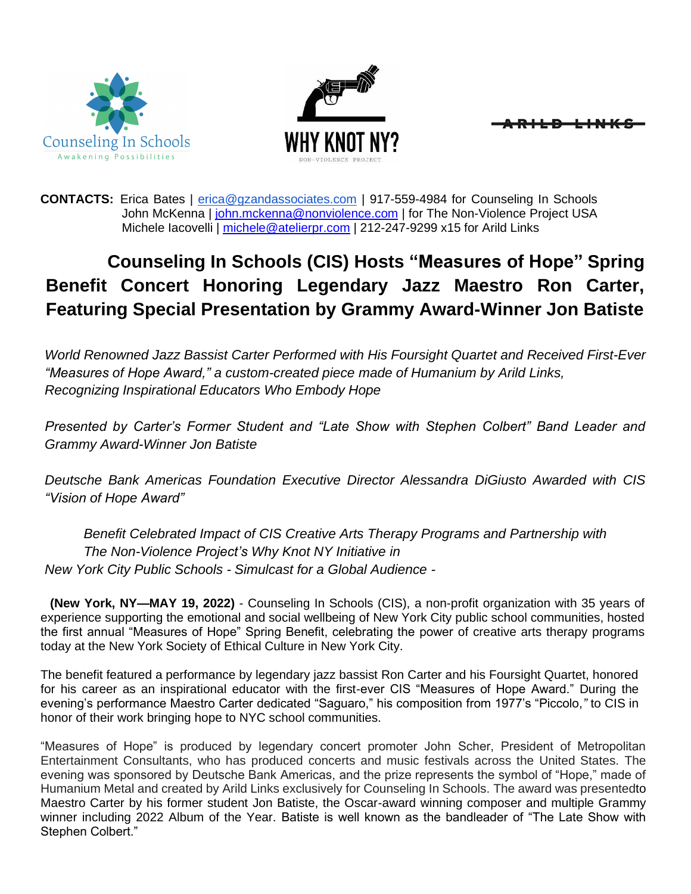Counseling In Schools
Awakening Possibilities

WHY KNOT NY?
NON-VIOLENCE PROJECT

ARILD LINKS

**CONTACTS:** Erica Bates | erica@gzandassociates.com | 917-559-4984 for Counseling In Schools
John McKenna | john.mckenna@nonviolence.com | for The Non-Violence Project USA
Michele Iacovelli | michele@atelierpr.com | 212-247-9299 x15 for Arild Links

# Counseling In Schools (CIS) Hosts "Measures of Hope" Spring Benefit Concert Honoring Legendary Jazz Maestro Ron Carter, Featuring Special Presentation by Grammy Award-Winner Jon Batiste

*World Renowned Jazz Bassist Carter Performed with His Foursight Quartet and Received First-Ever "Measures of Hope Award," a custom-created piece made of Humanium by Arild Links, Recognizing Inspirational Educators Who Embody Hope*

*Presented by Carter's Former Student and "Late Show with Stephen Colbert" Band Leader and Grammy Award-Winner Jon Batiste*

*Deutsche Bank Americas Foundation Executive Director Alessandra DiGiusto Awarded with CIS "Vision of Hope Award"*

*Benefit Celebrated Impact of CIS Creative Arts Therapy Programs and Partnership with The Non-Violence Project's Why Knot NY Initiative in New York City Public Schools - Simulcast for a Global Audience -*

**(New York, NY—MAY 19, 2022)** - Counseling In Schools (CIS), a non-profit organization with 35 years of experience supporting the emotional and social wellbeing of New York City public school communities, hosted the first annual "Measures of Hope" Spring Benefit, celebrating the power of creative arts therapy programs today at the New York Society of Ethical Culture in New York City.

The benefit featured a performance by legendary jazz bassist Ron Carter and his Foursight Quartet, honored for his career as an inspirational educator with the first-ever CIS "Measures of Hope Award." During the evening's performance Maestro Carter dedicated "Saguaro," his composition from 1977's "Piccolo," to CIS in honor of their work bringing hope to NYC school communities.

"Measures of Hope" is produced by legendary concert promoter John Scher, President of Metropolitan Entertainment Consultants, who has produced concerts and music festivals across the United States. The evening was sponsored by Deutsche Bank Americas, and the prize represents the symbol of "Hope," made of Humanium Metal and created by Arild Links exclusively for Counseling In Schools. The award was presentedto Maestro Carter by his former student Jon Batiste, the Oscar-award winning composer and multiple Grammy winner including 2022 Album of the Year. Batiste is well known as the bandleader of "The Late Show with Stephen Colbert."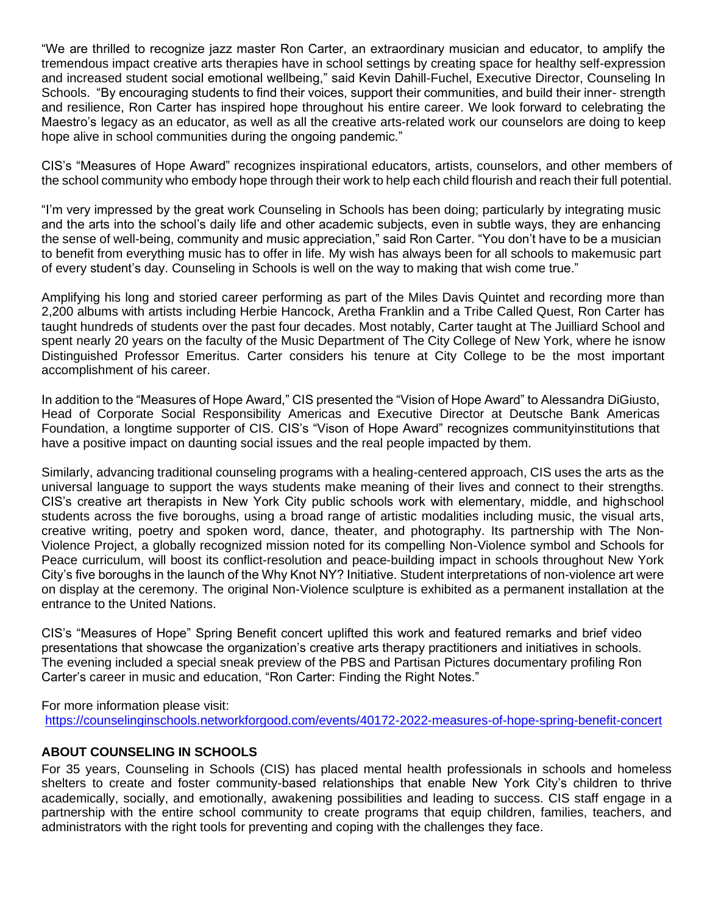"We are thrilled to recognize jazz master Ron Carter, an extraordinary musician and educator, to amplify the tremendous impact creative arts therapies have in school settings by creating space for healthy self-expression and increased student social emotional wellbeing," said Kevin Dahill-Fuchel, Executive Director, Counseling In Schools. "By encouraging students to find their voices, support their communities, and build their inner- strength and resilience, Ron Carter has inspired hope throughout his entire career. We look forward to celebrating the Maestro's legacy as an educator, as well as all the creative arts-related work our counselors are doing to keep hope alive in school communities during the ongoing pandemic."

CIS's "Measures of Hope Award" recognizes inspirational educators, artists, counselors, and other members of the school community who embody hope through their work to help each child flourish and reach their full potential.

"I'm very impressed by the great work Counseling in Schools has been doing; particularly by integrating music and the arts into the school's daily life and other academic subjects, even in subtle ways, they are enhancing the sense of well-being, community and music appreciation," said Ron Carter. "You don't have to be a musician to benefit from everything music has to offer in life. My wish has always been for all schools to makemusic part of every student's day. Counseling in Schools is well on the way to making that wish come true."

Amplifying his long and storied career performing as part of the Miles Davis Quintet and recording more than 2,200 albums with artists including Herbie Hancock, Aretha Franklin and a Tribe Called Quest, Ron Carter has taught hundreds of students over the past four decades. Most notably, Carter taught at The Juilliard School and spent nearly 20 years on the faculty of the Music Department of The City College of New York, where he isnow Distinguished Professor Emeritus. Carter considers his tenure at City College to be the most important accomplishment of his career.

In addition to the "Measures of Hope Award," CIS presented the "Vision of Hope Award" to Alessandra DiGiusto, Head of Corporate Social Responsibility Americas and Executive Director at Deutsche Bank Americas Foundation, a longtime supporter of CIS. CIS's "Vison of Hope Award" recognizes communityinstitutions that have a positive impact on daunting social issues and the real people impacted by them.

Similarly, advancing traditional counseling programs with a healing-centered approach, CIS uses the arts as the universal language to support the ways students make meaning of their lives and connect to their strengths. CIS's creative art therapists in New York City public schools work with elementary, middle, and highschool students across the five boroughs, using a broad range of artistic modalities including music, the visual arts, creative writing, poetry and spoken word, dance, theater, and photography. Its partnership with The Non-Violence Project, a globally recognized mission noted for its compelling Non-Violence symbol and Schools for Peace curriculum, will boost its conflict-resolution and peace-building impact in schools throughout New York City's five boroughs in the launch of the Why Knot NY? Initiative. Student interpretations of non-violence art were on display at the ceremony. The original Non-Violence sculpture is exhibited as a permanent installation at the entrance to the United Nations.

CIS's "Measures of Hope" Spring Benefit concert uplifted this work and featured remarks and brief video presentations that showcase the organization's creative arts therapy practitioners and initiatives in schools. The evening included a special sneak preview of the PBS and Partisan Pictures documentary profiling Ron Carter's career in music and education, "Ron Carter: Finding the Right Notes."

For more information please visit:
https://counselinginschools.networkforgood.com/events/40172-2022-measures-of-hope-spring-benefit-concert

**ABOUT COUNSELING IN SCHOOLS**

For 35 years, Counseling in Schools (CIS) has placed mental health professionals in schools and homeless shelters to create and foster community-based relationships that enable New York City's children to thrive academically, socially, and emotionally, awakening possibilities and leading to success. CIS staff engage in a partnership with the entire school community to create programs that equip children, families, teachers, and administrators with the right tools for preventing and coping with the challenges they face.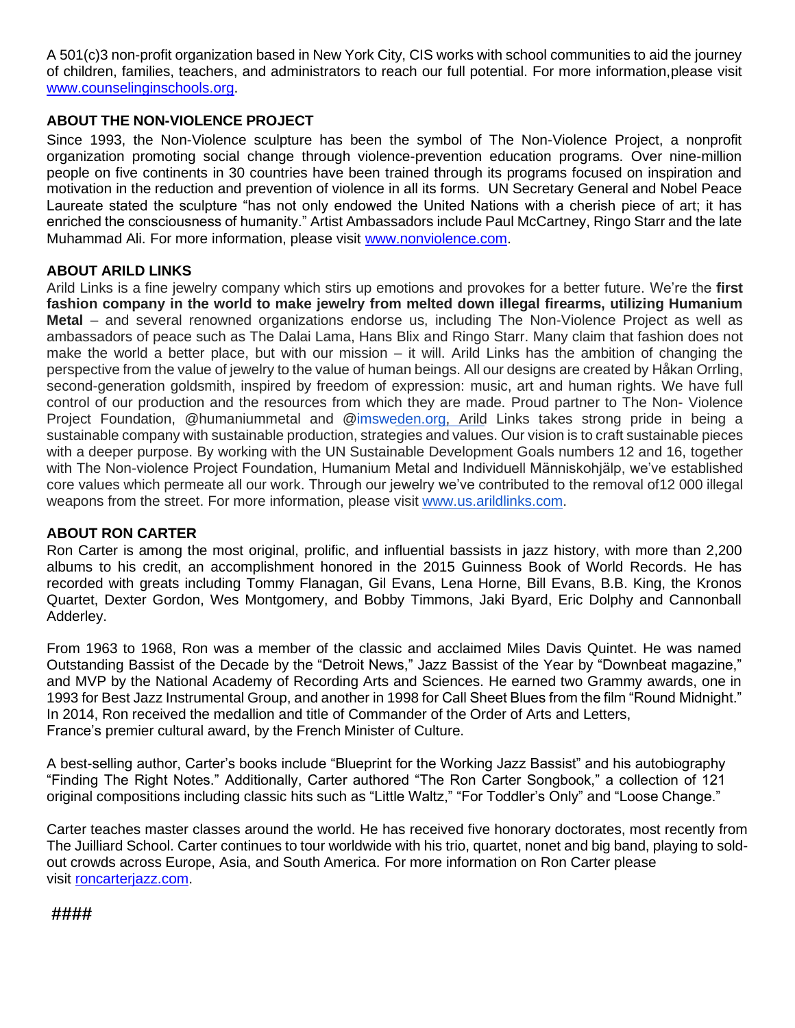A 501(c)3 non-profit organization based in New York City, CIS works with school communities to aid the journey of children, families, teachers, and administrators to reach our full potential. For more information,please visit www.counselinginschools.org.

**ABOUT THE NON-VIOLENCE PROJECT**

Since 1993, the Non-Violence sculpture has been the symbol of The Non-Violence Project, a nonprofit organization promoting social change through violence-prevention education programs. Over nine-million people on five continents in 30 countries have been trained through its programs focused on inspiration and motivation in the reduction and prevention of violence in all its forms. UN Secretary General and Nobel Peace Laureate stated the sculpture "has not only endowed the United Nations with a cherish piece of art; it has enriched the consciousness of humanity." Artist Ambassadors include Paul McCartney, Ringo Starr and the late Muhammad Ali. For more information, please visit www.nonviolence.com.

**ABOUT ARILD LINKS**

Arild Links is a fine jewelry company which stirs up emotions and provokes for a better future. We're the **first fashion company in the world to make jewelry from melted down illegal firearms, utilizing Humanium Metal** – and several renowned organizations endorse us, including The Non-Violence Project as well as ambassadors of peace such as The Dalai Lama, Hans Blix and Ringo Starr. Many claim that fashion does not make the world a better place, but with our mission – it will. Arild Links has the ambition of changing the perspective from the value of jewelry to the value of human beings. All our designs are created by Håkan Orrling, second-generation goldsmith, inspired by freedom of expression: music, art and human rights. We have full control of our production and the resources from which they are made. Proud partner to The Non- Violence Project Foundation, @humaniummetal and @imsweden.org, Arild Links takes strong pride in being a sustainable company with sustainable production, strategies and values. Our vision is to craft sustainable pieces with a deeper purpose. By working with the UN Sustainable Development Goals numbers 12 and 16, together with The Non-violence Project Foundation, Humanium Metal and Individuell Människohjälp, we've established core values which permeate all our work. Through our jewelry we've contributed to the removal of12 000 illegal weapons from the street. For more information, please visit www.us.arildlinks.com.

**ABOUT RON CARTER**

Ron Carter is among the most original, prolific, and influential bassists in jazz history, with more than 2,200 albums to his credit, an accomplishment honored in the 2015 Guinness Book of World Records. He has recorded with greats including Tommy Flanagan, Gil Evans, Lena Horne, Bill Evans, B.B. King, the Kronos Quartet, Dexter Gordon, Wes Montgomery, and Bobby Timmons, Jaki Byard, Eric Dolphy and Cannonball Adderley.

From 1963 to 1968, Ron was a member of the classic and acclaimed Miles Davis Quintet. He was named Outstanding Bassist of the Decade by the "Detroit News," Jazz Bassist of the Year by "Downbeat magazine," and MVP by the National Academy of Recording Arts and Sciences. He earned two Grammy awards, one in 1993 for Best Jazz Instrumental Group, and another in 1998 for Call Sheet Blues from the film "Round Midnight." In 2014, Ron received the medallion and title of Commander of the Order of Arts and Letters, France's premier cultural award, by the French Minister of Culture.

A best-selling author, Carter's books include "Blueprint for the Working Jazz Bassist" and his autobiography "Finding The Right Notes." Additionally, Carter authored "The Ron Carter Songbook," a collection of 121 original compositions including classic hits such as "Little Waltz," "For Toddler's Only" and "Loose Change."

Carter teaches master classes around the world. He has received five honorary doctorates, most recently from The Juilliard School. Carter continues to tour worldwide with his trio, quartet, nonet and big band, playing to sold-out crowds across Europe, Asia, and South America. For more information on Ron Carter please visit roncarterjazz.com.

####